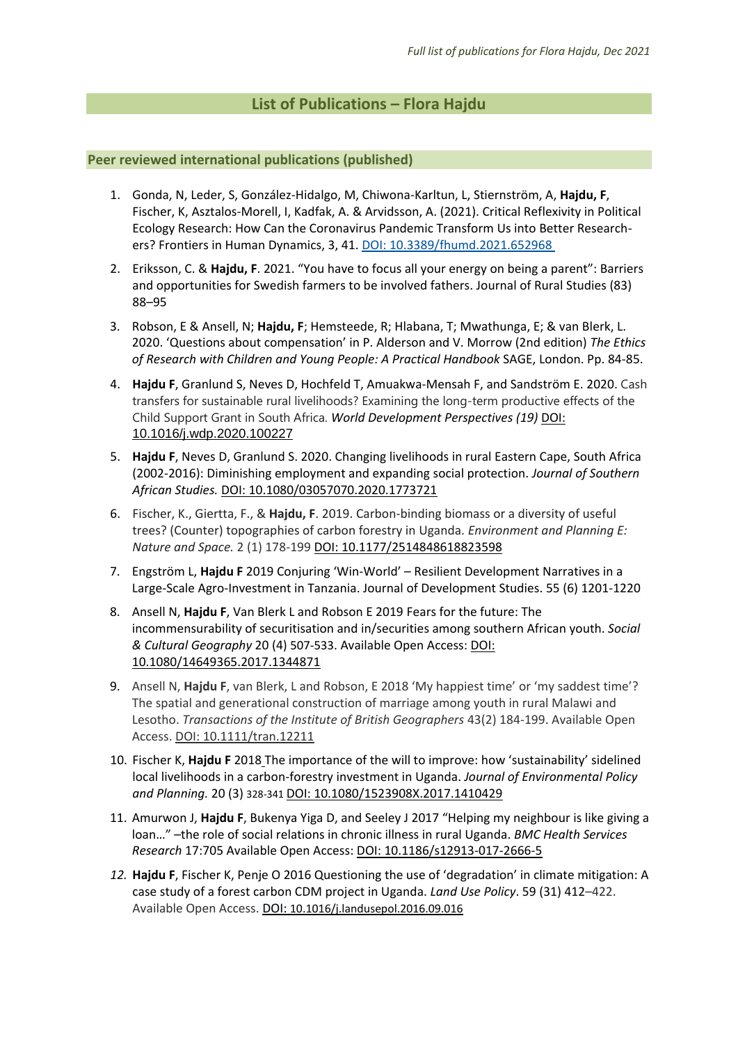## List of Publications – Flora Hajdu

### Peer reviewed international publications (published)

1. Gonda, N, Leder, S, González-Hidalgo, M, Chiwona-Karltun, L, Stiernström, A, **Hajdu, F**, Fischer, K, Asztalos-Morell, I, Kadfak, A. & Arvidsson, A. (2021). Critical Reflexivity in Political Ecology Research: How Can the Coronavirus Pandemic Transform Us into Better Researchers? Frontiers in Human Dynamics, 3, 41. DOI: 10.3389/fhumd.2021.652968
2. Eriksson, C. & **Hajdu, F**. 2021. "You have to focus all your energy on being a parent": Barriers and opportunities for Swedish farmers to be involved fathers. Journal of Rural Studies (83) 88–95
3. Robson, E & Ansell, N; **Hajdu, F**; Hemsteede, R; Hlabana, T; Mwathunga, E; & van Blerk, L. 2020. 'Questions about compensation' in P. Alderson and V. Morrow (2nd edition) *The Ethics of Research with Children and Young People: A Practical Handbook* SAGE, London. Pp. 84-85.
4. **Hajdu F**, Granlund S, Neves D, Hochfeld T, Amuakwa-Mensah F, and Sandström E. 2020. Cash transfers for sustainable rural livelihoods? Examining the long-term productive effects of the Child Support Grant in South Africa. *World Development Perspectives (19)* DOI: 10.1016/j.wdp.2020.100227
5. **Hajdu F**, Neves D, Granlund S. 2020. Changing livelihoods in rural Eastern Cape, South Africa (2002-2016): Diminishing employment and expanding social protection. *Journal of Southern African Studies.* DOI: 10.1080/03057070.2020.1773721
6. Fischer, K., Giertta, F., & **Hajdu, F**. 2019. Carbon-binding biomass or a diversity of useful trees? (Counter) topographies of carbon forestry in Uganda. *Environment and Planning E: Nature and Space.* 2 (1) 178-199 DOI: 10.1177/2514848618823598
7. Engström L, **Hajdu F** 2019 Conjuring 'Win-World' – Resilient Development Narratives in a Large-Scale Agro-Investment in Tanzania. Journal of Development Studies. 55 (6) 1201-1220
8. Ansell N, **Hajdu F**, Van Blerk L and Robson E 2019 Fears for the future: The incommensurability of securitisation and in/securities among southern African youth. *Social & Cultural Geography* 20 (4) 507-533. Available Open Access: DOI: 10.1080/14649365.2017.1344871
9. Ansell N, **Hajdu F**, van Blerk, L and Robson, E 2018 'My happiest time' or 'my saddest time'? The spatial and generational construction of marriage among youth in rural Malawi and Lesotho. *Transactions of the Institute of British Geographers* 43(2) 184-199. Available Open Access. DOI: 10.1111/tran.12211
10. Fischer K, **Hajdu F** 2018 The importance of the will to improve: how 'sustainability' sidelined local livelihoods in a carbon-forestry investment in Uganda. *Journal of Environmental Policy and Planning.* 20 (3) 328-341 DOI: 10.1080/1523908X.2017.1410429
11. Amurwon J, **Hajdu F**, Bukenya Yiga D, and Seeley J 2017 "Helping my neighbour is like giving a loan…" –the role of social relations in chronic illness in rural Uganda. *BMC Health Services Research* 17:705 Available Open Access: DOI: 10.1186/s12913-017-2666-5
12. **Hajdu F**, Fischer K, Penje O 2016 Questioning the use of 'degradation' in climate mitigation: A case study of a forest carbon CDM project in Uganda. *Land Use Policy*. 59 (31) 412–422. Available Open Access. DOI: 10.1016/j.landusepol.2016.09.016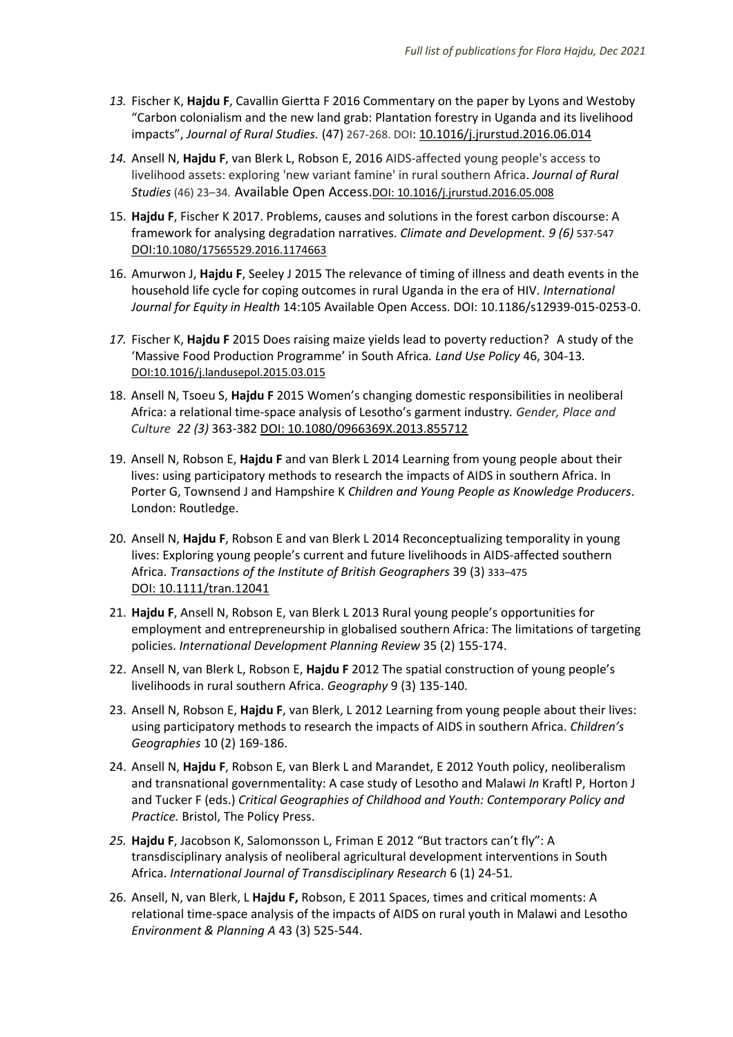13. Fischer K, **Hajdu F**, Cavallin Giertta F 2016 Commentary on the paper by Lyons and Westoby "Carbon colonialism and the new land grab: Plantation forestry in Uganda and its livelihood impacts", *Journal of Rural Studies.* (47) 267-268. DOI: 10.1016/j.jrurstud.2016.06.014
14. Ansell N, **Hajdu F**, van Blerk L, Robson E, 2016 AIDS-affected young people's access to livelihood assets: exploring 'new variant famine' in rural southern Africa. *Journal of Rural Studies* (46) 23–34. Available Open Access. DOI: 10.1016/j.jrurstud.2016.05.008
15. **Hajdu F**, Fischer K 2017. Problems, causes and solutions in the forest carbon discourse: A framework for analysing degradation narratives. *Climate and Development. 9 (6)* 537-547 DOI:10.1080/17565529.2016.1174663
16. Amurwon J, **Hajdu F**, Seeley J 2015 The relevance of timing of illness and death events in the household life cycle for coping outcomes in rural Uganda in the era of HIV. *International Journal for Equity in Health* 14:105 Available Open Access. DOI: 10.1186/s12939-015-0253-0.
17. Fischer K, **Hajdu F** 2015 Does raising maize yields lead to poverty reduction? A study of the 'Massive Food Production Programme' in South Africa*. Land Use Policy* 46, 304-13*.* DOI:10.1016/j.landusepol.2015.03.015
18. Ansell N, Tsoeu S, **Hajdu F** 2015 Women's changing domestic responsibilities in neoliberal Africa: a relational time-space analysis of Lesotho's garment industry*. Gender, Place and Culture 22 (3)* 363-382 DOI: 10.1080/0966369X.2013.855712
19. Ansell N, Robson E, **Hajdu F** and van Blerk L 2014 Learning from young people about their lives: using participatory methods to research the impacts of AIDS in southern Africa. In Porter G, Townsend J and Hampshire K *Children and Young People as Knowledge Producers*. London: Routledge.
20. Ansell N, **Hajdu F**, Robson E and van Blerk L 2014 Reconceptualizing temporality in young lives: Exploring young people's current and future livelihoods in AIDS-affected southern Africa. *Transactions of the Institute of British Geographers* 39 (3) 333–475 DOI: 10.1111/tran.12041
21. **Hajdu F**, Ansell N, Robson E, van Blerk L 2013 Rural young people's opportunities for employment and entrepreneurship in globalised southern Africa: The limitations of targeting policies. *International Development Planning Review* 35 (2) 155-174.
22. Ansell N, van Blerk L, Robson E, **Hajdu F** 2012 The spatial construction of young people's livelihoods in rural southern Africa. *Geography* 9 (3) 135-140.
23. Ansell N, Robson E, **Hajdu F**, van Blerk, L 2012 Learning from young people about their lives: using participatory methods to research the impacts of AIDS in southern Africa. *Children's Geographies* 10 (2) 169-186.
24. Ansell N, **Hajdu F**, Robson E, van Blerk L and Marandet, E 2012 Youth policy, neoliberalism and transnational governmentality: A case study of Lesotho and Malawi *In* Kraftl P, Horton J and Tucker F (eds.) *Critical Geographies of Childhood and Youth: Contemporary Policy and Practice.* Bristol, The Policy Press.
25. **Hajdu F**, Jacobson K, Salomonsson L, Friman E 2012 "But tractors can't fly": A transdisciplinary analysis of neoliberal agricultural development interventions in South Africa*. International Journal of Transdisciplinary Research* 6 (1) 24-51*.*
26. Ansell, N, van Blerk, L **Hajdu F,** Robson, E 2011 Spaces, times and critical moments: A relational time-space analysis of the impacts of AIDS on rural youth in Malawi and Lesotho *Environment & Planning A* 43 (3) 525-544.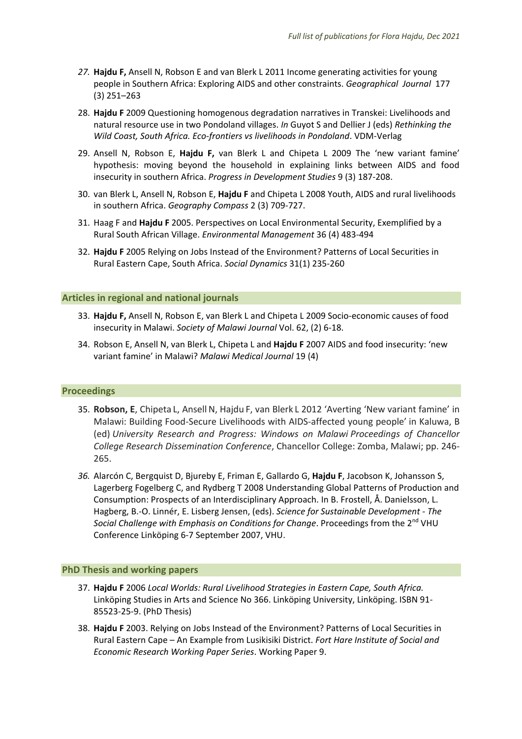27. **Hajdu F,** Ansell N, Robson E and van Blerk L 2011 Income generating activities for young people in Southern Africa: Exploring AIDS and other constraints. *Geographical Journal* 177 (3) 251–263

28. **Hajdu F** 2009 Questioning homogenous degradation narratives in Transkei: Livelihoods and natural resource use in two Pondoland villages. *In* Guyot S and Dellier J (eds) *Rethinking the Wild Coast, South Africa. Eco-frontiers vs livelihoods in Pondoland*. VDM-Verlag

29. Ansell N, Robson E, **Hajdu F,** van Blerk L and Chipeta L 2009 The 'new variant famine' hypothesis: moving beyond the household in explaining links between AIDS and food insecurity in southern Africa. *Progress in Development Studies* 9 (3) 187-208.

30. van Blerk L, Ansell N, Robson E, **Hajdu F** and Chipeta L 2008 Youth, AIDS and rural livelihoods in southern Africa. *Geography Compass* 2 (3) 709-727.

31. Haag F and **Hajdu F** 2005. Perspectives on Local Environmental Security, Exemplified by a Rural South African Village. *Environmental Management* 36 (4) 483-494

32. **Hajdu F** 2005 Relying on Jobs Instead of the Environment? Patterns of Local Securities in Rural Eastern Cape, South Africa. *Social Dynamics* 31(1) 235-260

## Articles in regional and national journals

33. **Hajdu F,** Ansell N, Robson E, van Blerk L and Chipeta L 2009 Socio-economic causes of food insecurity in Malawi. *Society of Malawi Journal* Vol. 62, (2) 6-18.

34. Robson E, Ansell N, van Blerk L, Chipeta L and **Hajdu F** 2007 AIDS and food insecurity: 'new variant famine' in Malawi? *Malawi Medical Journal* 19 (4)

## Proceedings

35. **Robson, E**, Chipeta L, Ansell N, Hajdu F, van Blerk L 2012 'Averting 'New variant famine' in Malawi: Building Food-Secure Livelihoods with AIDS-affected young people' in Kaluwa, B (ed) *University Research and Progress: Windows on Malawi Proceedings of Chancellor College Research Dissemination Conference*, Chancellor College: Zomba, Malawi; pp. 246-265.

36. Alarcón C, Bergquist D, Bjureby E, Friman E, Gallardo G, **Hajdu F**, Jacobson K, Johansson S, Lagerberg Fogelberg C, and Rydberg T 2008 Understanding Global Patterns of Production and Consumption: Prospects of an Interdisciplinary Approach. In B. Frostell, Å. Danielsson, L. Hagberg, B.-O. Linnér, E. Lisberg Jensen, (eds). *Science for Sustainable Development - The Social Challenge with Emphasis on Conditions for Change*. Proceedings from the 2nd VHU Conference Linköping 6-7 September 2007, VHU.

## PhD Thesis and working papers

37. **Hajdu F** 2006 *Local Worlds: Rural Livelihood Strategies in Eastern Cape, South Africa.* Linköping Studies in Arts and Science No 366. Linköping University, Linköping. ISBN 91-85523-25-9. (PhD Thesis)

38. **Hajdu F** 2003. Relying on Jobs Instead of the Environment? Patterns of Local Securities in Rural Eastern Cape – An Example from Lusikisiki District. *Fort Hare Institute of Social and Economic Research Working Paper Series*. Working Paper 9.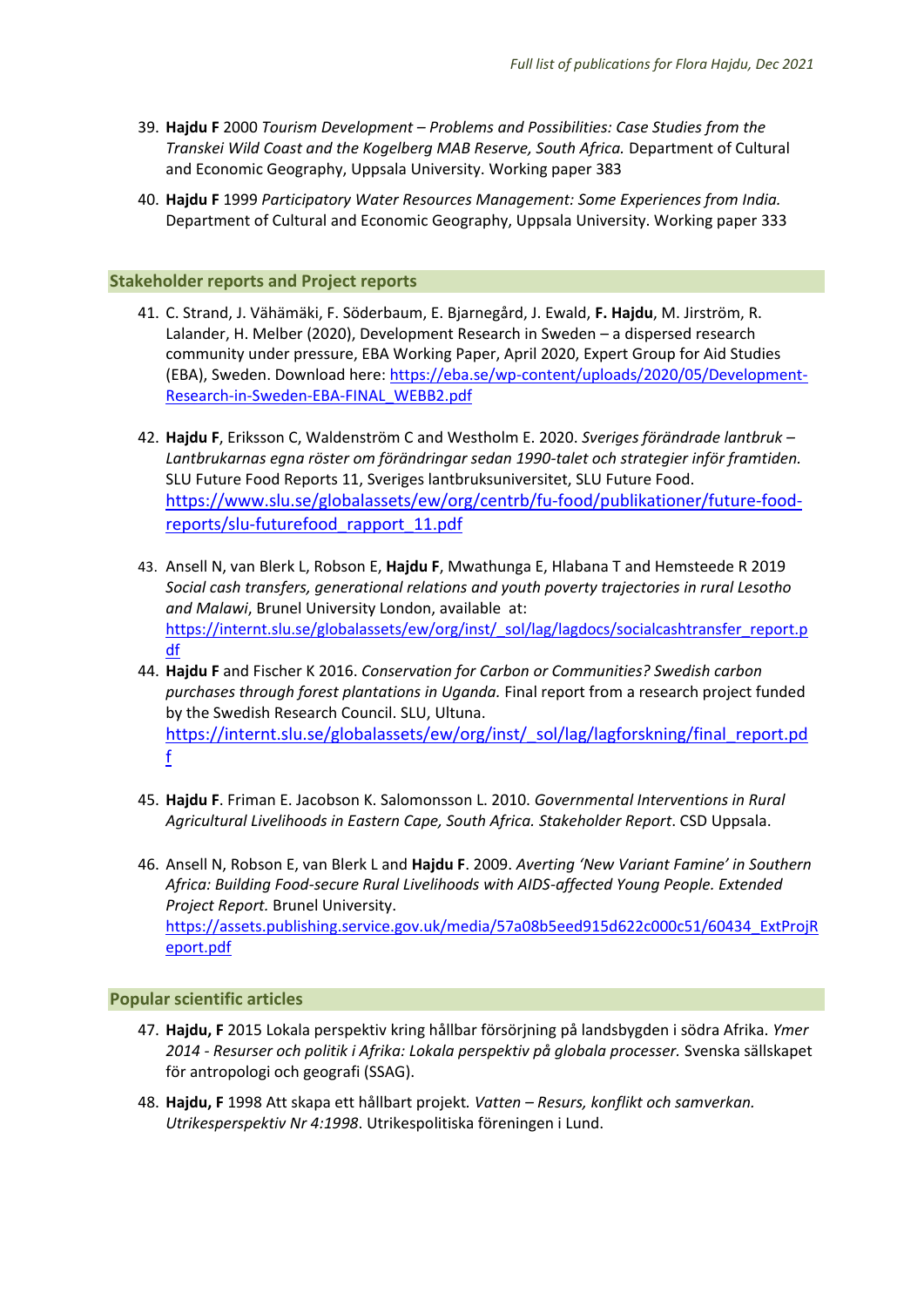39. **Hajdu F** 2000 *Tourism Development – Problems and Possibilities: Case Studies from the Transkei Wild Coast and the Kogelberg MAB Reserve, South Africa.* Department of Cultural and Economic Geography, Uppsala University. Working paper 383

40. **Hajdu F** 1999 *Participatory Water Resources Management: Some Experiences from India.* Department of Cultural and Economic Geography, Uppsala University. Working paper 333

## Stakeholder reports and Project reports

41. C. Strand, J. Vähämäki, F. Söderbaum, E. Bjarnegård, J. Ewald, **F. Hajdu**, M. Jirström, R. Lalander, H. Melber (2020), Development Research in Sweden – a dispersed research community under pressure, EBA Working Paper, April 2020, Expert Group for Aid Studies (EBA), Sweden. Download here: https://eba.se/wp-content/uploads/2020/05/Development-Research-in-Sweden-EBA-FINAL_WEBB2.pdf

42. **Hajdu F**, Eriksson C, Waldenström C and Westholm E. 2020. *Sveriges förändrade lantbruk – Lantbrukarnas egna röster om förändringar sedan 1990-talet och strategier inför framtiden.* SLU Future Food Reports 11, Sveriges lantbruksuniversitet, SLU Future Food. https://www.slu.se/globalassets/ew/org/centrb/fu-food/publikationer/future-food-reports/slu-futurefood_rapport_11.pdf

43. Ansell N, van Blerk L, Robson E, **Hajdu F**, Mwathunga E, Hlabana T and Hemsteede R 2019 *Social cash transfers, generational relations and youth poverty trajectories in rural Lesotho and Malawi*, Brunel University London, available at: https://internt.slu.se/globalassets/ew/org/inst/_sol/lag/lagdocs/socialcashtransfer_report.pdf

44. **Hajdu F** and Fischer K 2016. *Conservation for Carbon or Communities? Swedish carbon purchases through forest plantations in Uganda.* Final report from a research project funded by the Swedish Research Council. SLU, Ultuna. https://internt.slu.se/globalassets/ew/org/inst/_sol/lag/lagforskning/final_report.pdf

45. **Hajdu F**. Friman E. Jacobson K. Salomonsson L. 2010. *Governmental Interventions in Rural Agricultural Livelihoods in Eastern Cape, South Africa. Stakeholder Report*. CSD Uppsala.

46. Ansell N, Robson E, van Blerk L and **Hajdu F**. 2009. *Averting 'New Variant Famine' in Southern Africa: Building Food-secure Rural Livelihoods with AIDS-affected Young People. Extended Project Report.* Brunel University. https://assets.publishing.service.gov.uk/media/57a08b5eed915d622c000c51/60434_ExtProjReport.pdf

## Popular scientific articles

47. **Hajdu, F** 2015 Lokala perspektiv kring hållbar försörjning på landsbygden i södra Afrika. *Ymer 2014 - Resurser och politik i Afrika: Lokala perspektiv på globala processer.* Svenska sällskapet för antropologi och geografi (SSAG).

48. **Hajdu, F** 1998 Att skapa ett hållbart projekt*. Vatten – Resurs, konflikt och samverkan. Utrikesperspektiv Nr 4:1998*. Utrikespolitiska föreningen i Lund.